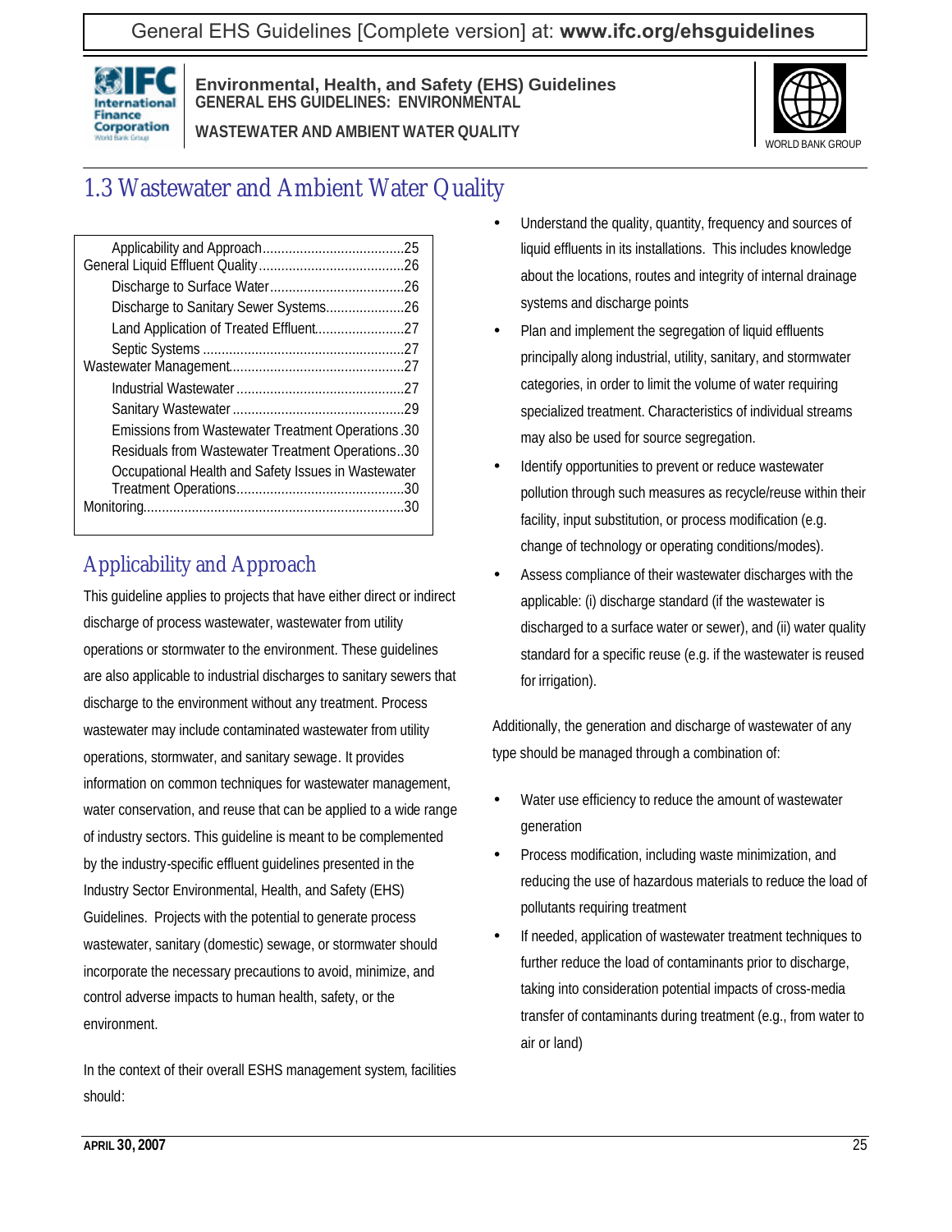# 1.3 Wastewater and Ambient Water Quality

| | |
|---|---|
| Applicability and Approach | 25 |
| General Liquid Effluent Quality | 26 |
| Discharge to Surface Water | 26 |
| Discharge to Sanitary Sewer Systems | 26 |
| Land Application of Treated Effluent | 27 |
| Septic Systems | 27 |
| Wastewater Management | 27 |
| Industrial Wastewater | 27 |
| Sanitary Wastewater | 29 |
| Emissions from Wastewater Treatment Operations | 30 |
| Residuals from Wastewater Treatment Operations | 30 |
| Occupational Health and Safety Issues in Wastewater Treatment Operations | 30 |
| Monitoring | 30 |

## Applicability and Approach

This guideline applies to projects that have either direct or indirect discharge of process wastewater, wastewater from utility operations or stormwater to the environment. These guidelines are also applicable to industrial discharges to sanitary sewers that discharge to the environment without any treatment. Process wastewater may include contaminated wastewater from utility operations, stormwater, and sanitary sewage. It provides information on common techniques for wastewater management, water conservation, and reuse that can be applied to a wide range of industry sectors. This guideline is meant to be complemented by the industry-specific effluent guidelines presented in the Industry Sector Environmental, Health, and Safety (EHS) Guidelines. Projects with the potential to generate process wastewater, sanitary (domestic) sewage, or stormwater should incorporate the necessary precautions to avoid, minimize, and control adverse impacts to human health, safety, or the environment.

In the context of their overall ESHS management system, facilities should:

- Understand the quality, quantity, frequency and sources of liquid effluents in its installations. This includes knowledge about the locations, routes and integrity of internal drainage systems and discharge points
- Plan and implement the segregation of liquid effluents principally along industrial, utility, sanitary, and stormwater categories, in order to limit the volume of water requiring specialized treatment. Characteristics of individual streams may also be used for source segregation.
- Identify opportunities to prevent or reduce wastewater pollution through such measures as recycle/reuse within their facility, input substitution, or process modification (e.g. change of technology or operating conditions/modes).
- Assess compliance of their wastewater discharges with the applicable: (i) discharge standard (if the wastewater is discharged to a surface water or sewer), and (ii) water quality standard for a specific reuse (e.g. if the wastewater is reused for irrigation).

Additionally, the generation and discharge of wastewater of any type should be managed through a combination of:

- Water use efficiency to reduce the amount of wastewater generation
- Process modification, including waste minimization, and reducing the use of hazardous materials to reduce the load of pollutants requiring treatment
- If needed, application of wastewater treatment techniques to further reduce the load of contaminants prior to discharge, taking into consideration potential impacts of cross-media transfer of contaminants during treatment (e.g., from water to air or land)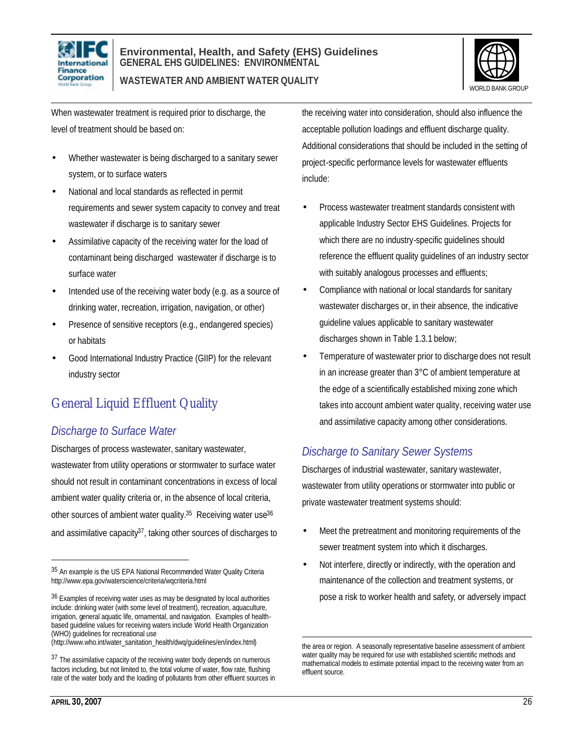When wastewater treatment is required prior to discharge, the level of treatment should be based on:

- Whether wastewater is being discharged to a sanitary sewer system, or to surface waters
- National and local standards as reflected in permit requirements and sewer system capacity to convey and treat wastewater if discharge is to sanitary sewer
- Assimilative capacity of the receiving water for the load of contaminant being discharged wastewater if discharge is to surface water
- Intended use of the receiving water body (e.g. as a source of drinking water, recreation, irrigation, navigation, or other)
- Presence of sensitive receptors (e.g., endangered species) or habitats
- Good International Industry Practice (GIIP) for the relevant industry sector

## General Liquid Effluent Quality

### Discharge to Surface Water

Discharges of process wastewater, sanitary wastewater, wastewater from utility operations or stormwater to surface water should not result in contaminant concentrations in excess of local ambient water quality criteria or, in the absence of local criteria, other sources of ambient water quality.[35] Receiving water use[36] and assimilative capacity[37], taking other sources of discharges to the receiving water into consideration, should also influence the acceptable pollution loadings and effluent discharge quality. Additional considerations that should be included in the setting of project-specific performance levels for wastewater effluents include:

- Process wastewater treatment standards consistent with applicable Industry Sector EHS Guidelines. Projects for which there are no industry-specific guidelines should reference the effluent quality guidelines of an industry sector with suitably analogous processes and effluents;
- Compliance with national or local standards for sanitary wastewater discharges or, in their absence, the indicative guideline values applicable to sanitary wastewater discharges shown in Table 1.3.1 below;
- Temperature of wastewater prior to discharge does not result in an increase greater than 3°C of ambient temperature at the edge of a scientifically established mixing zone which takes into account ambient water quality, receiving water use and assimilative capacity among other considerations.

### Discharge to Sanitary Sewer Systems

Discharges of industrial wastewater, sanitary wastewater, wastewater from utility operations or stormwater into public or private wastewater treatment systems should:

- Meet the pretreatment and monitoring requirements of the sewer treatment system into which it discharges.
- Not interfere, directly or indirectly, with the operation and maintenance of the collection and treatment systems, or pose a risk to worker health and safety, or adversely impact

---

[35] An example is the US EPA National Recommended Water Quality Criteria http://www.epa.gov/waterscience/criteria/wqcriteria.html

[36] Examples of receiving water uses as may be designated by local authorities include: drinking water (with some level of treatment), recreation, aquaculture, irrigation, general aquatic life, ornamental, and navigation. Examples of health-based guideline values for receiving waters include World Health Organization (WHO) guidelines for recreational use (http://www.who.int/water_sanitation_health/dwq/guidelines/en/index.html)

[37] The assimilative capacity of the receiving water body depends on numerous factors including, but not limited to, the total volume of water, flow rate, flushing rate of the water body and the loading of pollutants from other effluent sources in the area or region. A seasonally representative baseline assessment of ambient water quality may be required for use with established scientific methods and mathematical models to estimate potential impact to the receiving water from an effluent source.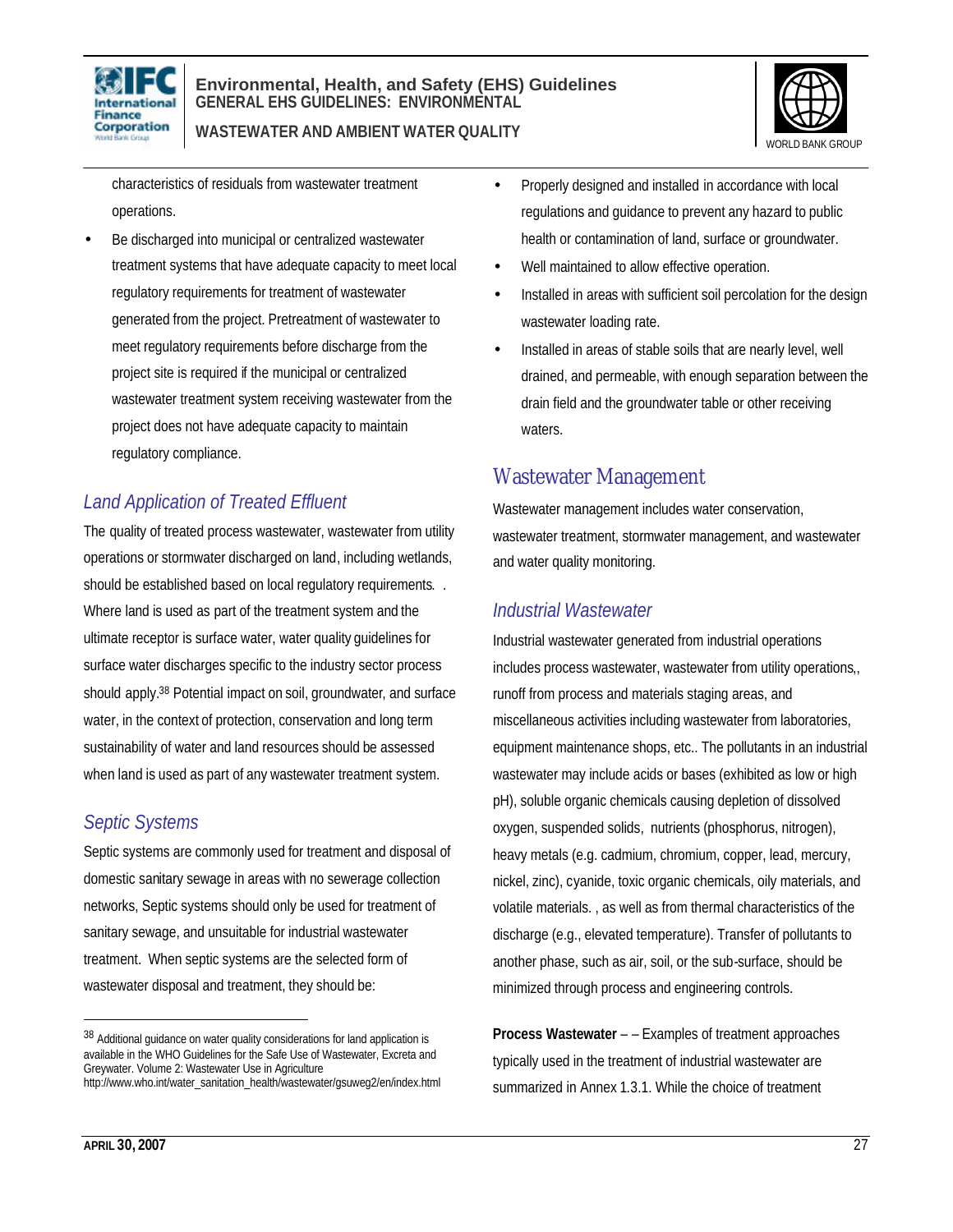characteristics of residuals from wastewater treatment operations.

- Be discharged into municipal or centralized wastewater treatment systems that have adequate capacity to meet local regulatory requirements for treatment of wastewater generated from the project. Pretreatment of wastewater to meet regulatory requirements before discharge from the project site is required if the municipal or centralized wastewater treatment system receiving wastewater from the project does not have adequate capacity to maintain regulatory compliance.

### *Land Application of Treated Effluent*

The quality of treated process wastewater, wastewater from utility operations or stormwater discharged on land, including wetlands, should be established based on local regulatory requirements. . Where land is used as part of the treatment system and the ultimate receptor is surface water, water quality guidelines for surface water discharges specific to the industry sector process should apply.[38] Potential impact on soil, groundwater, and surface water, in the context of protection, conservation and long term sustainability of water and land resources should be assessed when land is used as part of any wastewater treatment system.

### *Septic Systems*

Septic systems are commonly used for treatment and disposal of domestic sanitary sewage in areas with no sewerage collection networks, Septic systems should only be used for treatment of sanitary sewage, and unsuitable for industrial wastewater treatment. When septic systems are the selected form of wastewater disposal and treatment, they should be:

- Properly designed and installed in accordance with local regulations and guidance to prevent any hazard to public health or contamination of land, surface or groundwater.
- Well maintained to allow effective operation.
- Installed in areas with sufficient soil percolation for the design wastewater loading rate.
- Installed in areas of stable soils that are nearly level, well drained, and permeable, with enough separation between the drain field and the groundwater table or other receiving waters.

## Wastewater Management

Wastewater management includes water conservation, wastewater treatment, stormwater management, and wastewater and water quality monitoring.

### *Industrial Wastewater*

Industrial wastewater generated from industrial operations includes process wastewater, wastewater from utility operations,, runoff from process and materials staging areas, and miscellaneous activities including wastewater from laboratories, equipment maintenance shops, etc.. The pollutants in an industrial wastewater may include acids or bases (exhibited as low or high pH), soluble organic chemicals causing depletion of dissolved oxygen, suspended solids, nutrients (phosphorus, nitrogen), heavy metals (e.g. cadmium, chromium, copper, lead, mercury, nickel, zinc), cyanide, toxic organic chemicals, oily materials, and volatile materials. , as well as from thermal characteristics of the discharge (e.g., elevated temperature). Transfer of pollutants to another phase, such as air, soil, or the sub-surface, should be minimized through process and engineering controls.

**Process Wastewater** – – Examples of treatment approaches typically used in the treatment of industrial wastewater are summarized in Annex 1.3.1. While the choice of treatment

---

[38] Additional guidance on water quality considerations for land application is available in the WHO Guidelines for the Safe Use of Wastewater, Excreta and Greywater. Volume 2: Wastewater Use in Agriculture http://www.who.int/water_sanitation_health/wastewater/gsuweg2/en/index.html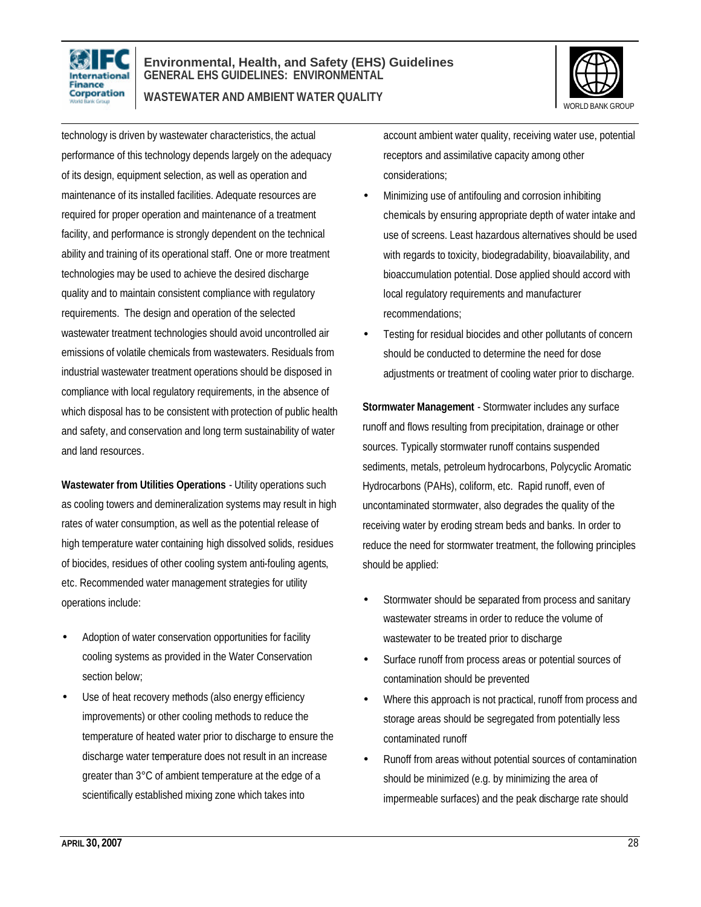technology is driven by wastewater characteristics, the actual performance of this technology depends largely on the adequacy of its design, equipment selection, as well as operation and maintenance of its installed facilities. Adequate resources are required for proper operation and maintenance of a treatment facility, and performance is strongly dependent on the technical ability and training of its operational staff. One or more treatment technologies may be used to achieve the desired discharge quality and to maintain consistent compliance with regulatory requirements. The design and operation of the selected wastewater treatment technologies should avoid uncontrolled air emissions of volatile chemicals from wastewaters. Residuals from industrial wastewater treatment operations should be disposed in compliance with local regulatory requirements, in the absence of which disposal has to be consistent with protection of public health and safety, and conservation and long term sustainability of water and land resources.

**Wastewater from Utilities Operations** - Utility operations such as cooling towers and demineralization systems may result in high rates of water consumption, as well as the potential release of high temperature water containing high dissolved solids, residues of biocides, residues of other cooling system anti-fouling agents, etc. Recommended water management strategies for utility operations include:

- Adoption of water conservation opportunities for facility cooling systems as provided in the Water Conservation section below;
- Use of heat recovery methods (also energy efficiency improvements) or other cooling methods to reduce the temperature of heated water prior to discharge to ensure the discharge water temperature does not result in an increase greater than 3°C of ambient temperature at the edge of a scientifically established mixing zone which takes into account ambient water quality, receiving water use, potential receptors and assimilative capacity among other considerations;
- Minimizing use of antifouling and corrosion inhibiting chemicals by ensuring appropriate depth of water intake and use of screens. Least hazardous alternatives should be used with regards to toxicity, biodegradability, bioavailability, and bioaccumulation potential. Dose applied should accord with local regulatory requirements and manufacturer recommendations;
- Testing for residual biocides and other pollutants of concern should be conducted to determine the need for dose adjustments or treatment of cooling water prior to discharge.

**Stormwater Management** - Stormwater includes any surface runoff and flows resulting from precipitation, drainage or other sources. Typically stormwater runoff contains suspended sediments, metals, petroleum hydrocarbons, Polycyclic Aromatic Hydrocarbons (PAHs), coliform, etc. Rapid runoff, even of uncontaminated stormwater, also degrades the quality of the receiving water by eroding stream beds and banks. In order to reduce the need for stormwater treatment, the following principles should be applied:

- Stormwater should be separated from process and sanitary wastewater streams in order to reduce the volume of wastewater to be treated prior to discharge
- Surface runoff from process areas or potential sources of contamination should be prevented
- Where this approach is not practical, runoff from process and storage areas should be segregated from potentially less contaminated runoff
- Runoff from areas without potential sources of contamination should be minimized (e.g. by minimizing the area of impermeable surfaces) and the peak discharge rate should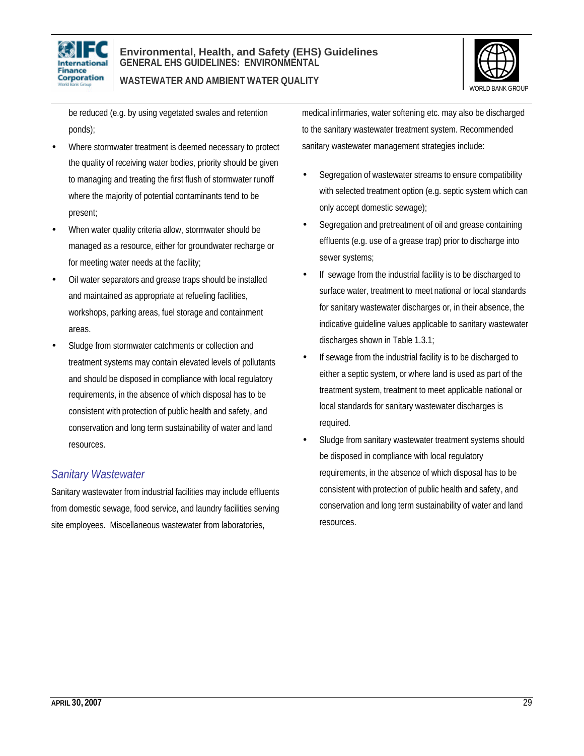be reduced (e.g. by using vegetated swales and retention ponds);

- Where stormwater treatment is deemed necessary to protect the quality of receiving water bodies, priority should be given to managing and treating the first flush of stormwater runoff where the majority of potential contaminants tend to be present;
- When water quality criteria allow, stormwater should be managed as a resource, either for groundwater recharge or for meeting water needs at the facility;
- Oil water separators and grease traps should be installed and maintained as appropriate at refueling facilities, workshops, parking areas, fuel storage and containment areas.
- Sludge from stormwater catchments or collection and treatment systems may contain elevated levels of pollutants and should be disposed in compliance with local regulatory requirements, in the absence of which disposal has to be consistent with protection of public health and safety, and conservation and long term sustainability of water and land resources.

### *Sanitary Wastewater*

Sanitary wastewater from industrial facilities may include effluents from domestic sewage, food service, and laundry facilities serving site employees. Miscellaneous wastewater from laboratories, medical infirmaries, water softening etc. may also be discharged to the sanitary wastewater treatment system. Recommended sanitary wastewater management strategies include:

- Segregation of wastewater streams to ensure compatibility with selected treatment option (e.g. septic system which can only accept domestic sewage);
- Segregation and pretreatment of oil and grease containing effluents (e.g. use of a grease trap) prior to discharge into sewer systems;
- If sewage from the industrial facility is to be discharged to surface water, treatment to meet national or local standards for sanitary wastewater discharges or, in their absence, the indicative guideline values applicable to sanitary wastewater discharges shown in Table 1.3.1;
- If sewage from the industrial facility is to be discharged to either a septic system, or where land is used as part of the treatment system, treatment to meet applicable national or local standards for sanitary wastewater discharges is required.
- Sludge from sanitary wastewater treatment systems should be disposed in compliance with local regulatory requirements, in the absence of which disposal has to be consistent with protection of public health and safety, and conservation and long term sustainability of water and land resources.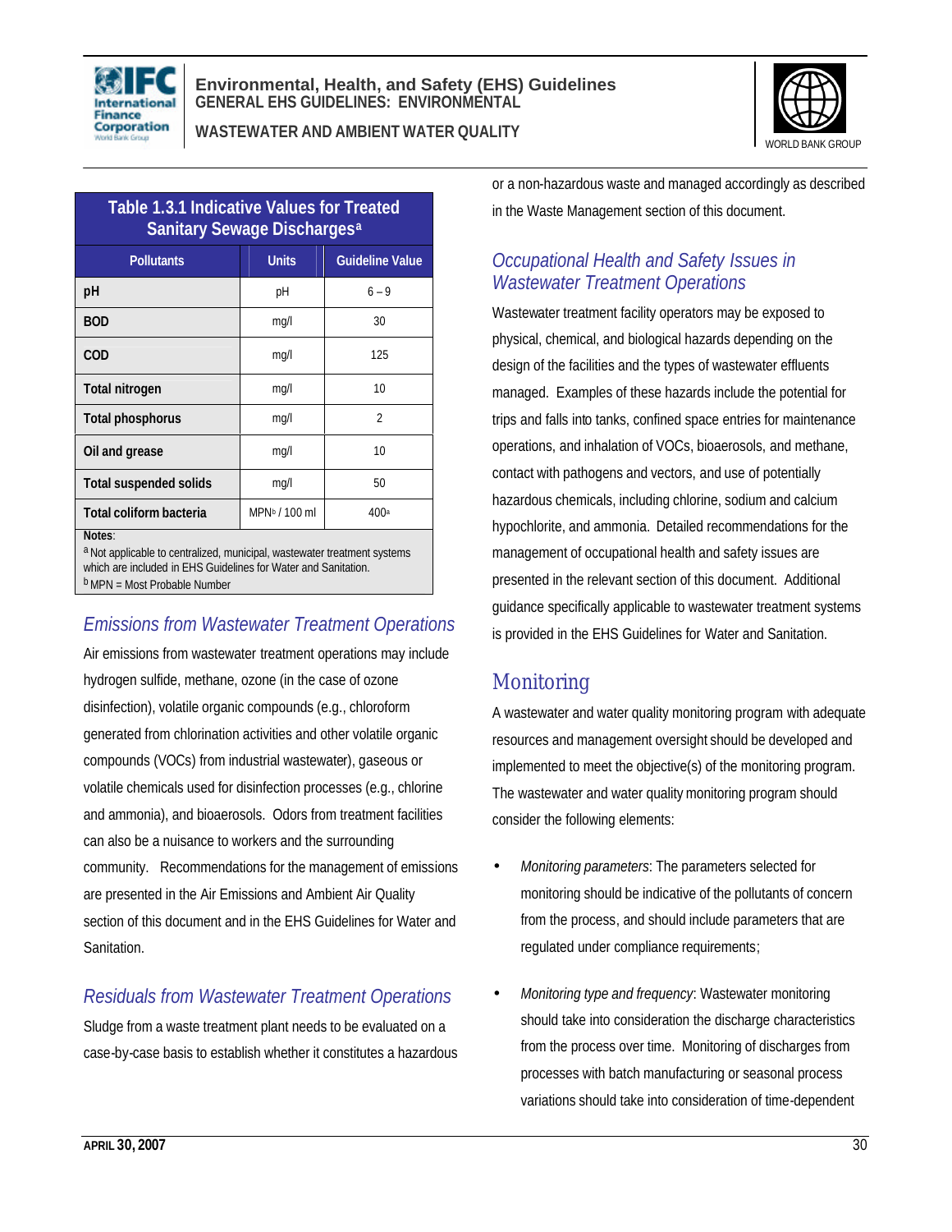**Table 1.3.1 Indicative Values for Treated Sanitary Sewage Discharges[a]**

| Pollutants | Units | Guideline Value |
|---|---|---|
| pH | pH | 6 – 9 |
| BOD | mg/l | 30 |
| COD | mg/l | 125 |
| Total nitrogen | mg/l | 10 |
| Total phosphorus | mg/l | 2 |
| Oil and grease | mg/l | 10 |
| Total suspended solids | mg/l | 50 |
| Total coliform bacteria | MPN[b] / 100 ml | 400[a] |

Notes:
[a] Not applicable to centralized, municipal, wastewater treatment systems which are included in EHS Guidelines for Water and Sanitation.
[b] MPN = Most Probable Number

### *Emissions from Wastewater Treatment Operations*

Air emissions from wastewater treatment operations may include hydrogen sulfide, methane, ozone (in the case of ozone disinfection), volatile organic compounds (e.g., chloroform generated from chlorination activities and other volatile organic compounds (VOCs) from industrial wastewater), gaseous or volatile chemicals used for disinfection processes (e.g., chlorine and ammonia), and bioaerosols. Odors from treatment facilities can also be a nuisance to workers and the surrounding community. Recommendations for the management of emissions are presented in the Air Emissions and Ambient Air Quality section of this document and in the EHS Guidelines for Water and Sanitation.

### *Residuals from Wastewater Treatment Operations*

Sludge from a waste treatment plant needs to be evaluated on a case-by-case basis to establish whether it constitutes a hazardous or a non-hazardous waste and managed accordingly as described in the Waste Management section of this document.

### *Occupational Health and Safety Issues in Wastewater Treatment Operations*

Wastewater treatment facility operators may be exposed to physical, chemical, and biological hazards depending on the design of the facilities and the types of wastewater effluents managed. Examples of these hazards include the potential for trips and falls into tanks, confined space entries for maintenance operations, and inhalation of VOCs, bioaerosols, and methane, contact with pathogens and vectors, and use of potentially hazardous chemicals, including chlorine, sodium and calcium hypochlorite, and ammonia. Detailed recommendations for the management of occupational health and safety issues are presented in the relevant section of this document. Additional guidance specifically applicable to wastewater treatment systems is provided in the EHS Guidelines for Water and Sanitation.

## Monitoring

A wastewater and water quality monitoring program with adequate resources and management oversight should be developed and implemented to meet the objective(s) of the monitoring program. The wastewater and water quality monitoring program should consider the following elements:

- *Monitoring parameters*: The parameters selected for monitoring should be indicative of the pollutants of concern from the process, and should include parameters that are regulated under compliance requirements;
- *Monitoring type and frequency*: Wastewater monitoring should take into consideration the discharge characteristics from the process over time. Monitoring of discharges from processes with batch manufacturing or seasonal process variations should take into consideration of time-dependent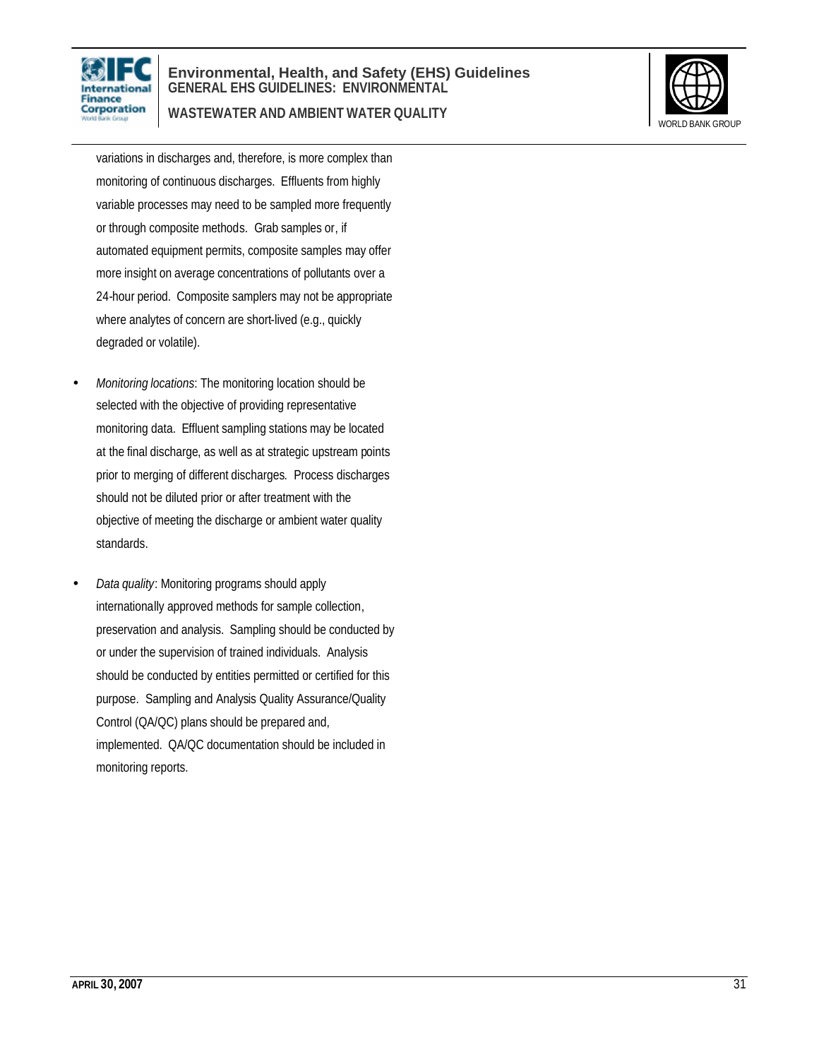variations in discharges and, therefore, is more complex than monitoring of continuous discharges. Effluents from highly variable processes may need to be sampled more frequently or through composite methods. Grab samples or, if automated equipment permits, composite samples may offer more insight on average concentrations of pollutants over a 24-hour period. Composite samplers may not be appropriate where analytes of concern are short-lived (e.g., quickly degraded or volatile).

- *Monitoring locations*: The monitoring location should be selected with the objective of providing representative monitoring data. Effluent sampling stations may be located at the final discharge, as well as at strategic upstream points prior to merging of different discharges. Process discharges should not be diluted prior or after treatment with the objective of meeting the discharge or ambient water quality standards.
- *Data quality*: Monitoring programs should apply internationally approved methods for sample collection, preservation and analysis. Sampling should be conducted by or under the supervision of trained individuals. Analysis should be conducted by entities permitted or certified for this purpose. Sampling and Analysis Quality Assurance/Quality Control (QA/QC) plans should be prepared and, implemented. QA/QC documentation should be included in monitoring reports.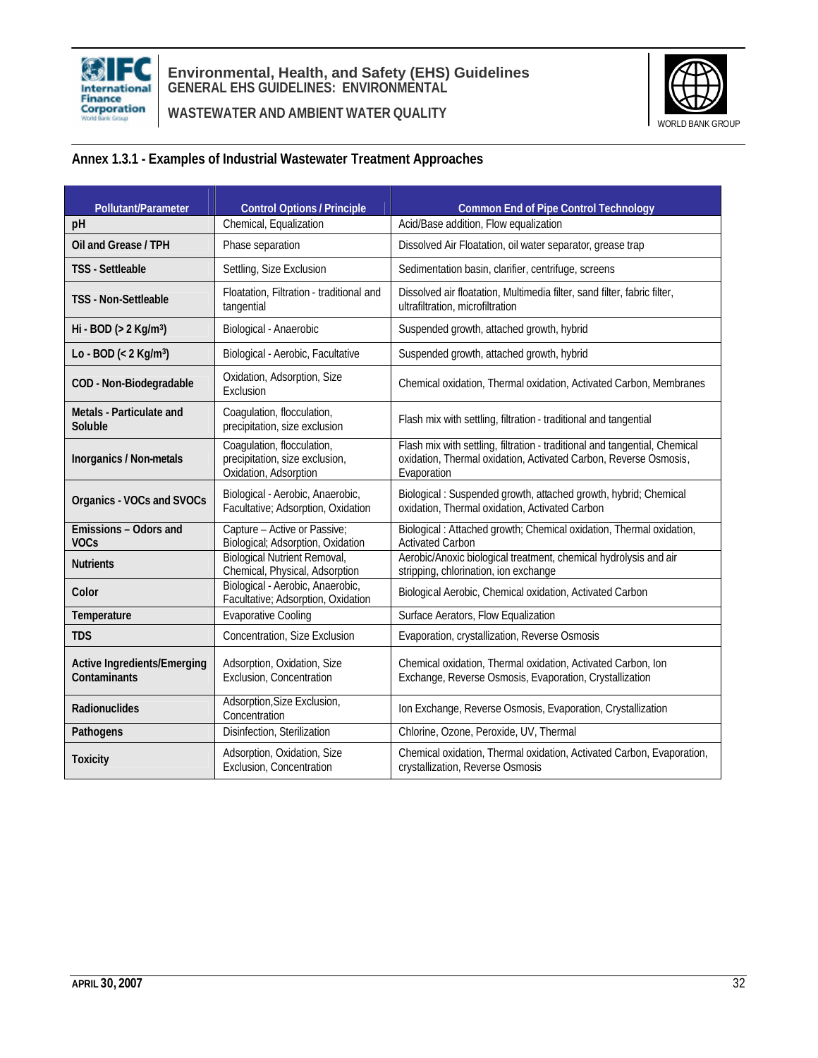## Annex 1.3.1 - Examples of Industrial Wastewater Treatment Approaches

| Pollutant/Parameter | Control Options / Principle | Common End of Pipe Control Technology |
|---|---|---|
| **pH** | Chemical, Equalization | Acid/Base addition, Flow equalization |
| **Oil and Grease / TPH** | Phase separation | Dissolved Air Floatation, oil water separator, grease trap |
| **TSS - Settleable** | Settling, Size Exclusion | Sedimentation basin, clarifier, centrifuge, screens |
| **TSS - Non-Settleable** | Floatation, Filtration - traditional and tangential | Dissolved air floatation, Multimedia filter, sand filter, fabric filter, ultrafiltration, microfiltration |
| **Hi - BOD (> 2 Kg/m$^3$)** | Biological - Anaerobic | Suspended growth, attached growth, hybrid |
| **Lo - BOD (< 2 Kg/m$^3$)** | Biological - Aerobic, Facultative | Suspended growth, attached growth, hybrid |
| **COD - Non-Biodegradable** | Oxidation, Adsorption, Size Exclusion | Chemical oxidation, Thermal oxidation, Activated Carbon, Membranes |
| **Metals - Particulate and Soluble** | Coagulation, flocculation, precipitation, size exclusion | Flash mix with settling, filtration - traditional and tangential |
| **Inorganics / Non-metals** | Coagulation, flocculation, precipitation, size exclusion, Oxidation, Adsorption | Flash mix with settling, filtration - traditional and tangential, Chemical oxidation, Thermal oxidation, Activated Carbon, Reverse Osmosis, Evaporation |
| **Organics - VOCs and SVOCs** | Biological - Aerobic, Anaerobic, Facultative; Adsorption, Oxidation | Biological : Suspended growth, attached growth, hybrid; Chemical oxidation, Thermal oxidation, Activated Carbon |
| **Emissions – Odors and VOCs** | Capture – Active or Passive; Biological; Adsorption, Oxidation | Biological : Attached growth; Chemical oxidation, Thermal oxidation, Activated Carbon |
| **Nutrients** | Biological Nutrient Removal, Chemical, Physical, Adsorption | Aerobic/Anoxic biological treatment, chemical hydrolysis and air stripping, chlorination, ion exchange |
| **Color** | Biological - Aerobic, Anaerobic, Facultative; Adsorption, Oxidation | Biological Aerobic, Chemical oxidation, Activated Carbon |
| **Temperature** | Evaporative Cooling | Surface Aerators, Flow Equalization |
| **TDS** | Concentration, Size Exclusion | Evaporation, crystallization, Reverse Osmosis |
| **Active Ingredients/Emerging Contaminants** | Adsorption, Oxidation, Size Exclusion, Concentration | Chemical oxidation, Thermal oxidation, Activated Carbon, Ion Exchange, Reverse Osmosis, Evaporation, Crystallization |
| **Radionuclides** | Adsorption,Size Exclusion, Concentration | Ion Exchange, Reverse Osmosis, Evaporation, Crystallization |
| **Pathogens** | Disinfection, Sterilization | Chlorine, Ozone, Peroxide, UV, Thermal |
| **Toxicity** | Adsorption, Oxidation, Size Exclusion, Concentration | Chemical oxidation, Thermal oxidation, Activated Carbon, Evaporation, crystallization, Reverse Osmosis |